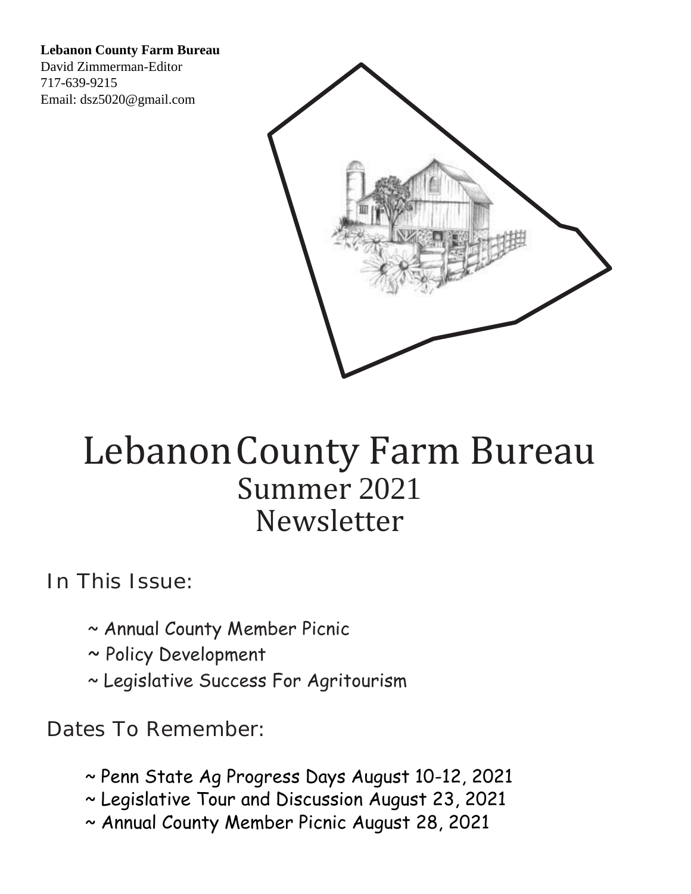**Lebanon County Farm Bureau**
David Zimmerman-Editor
717-639-9215
Email: dsz5020@gmail.com

# Lebanon County Farm Bureau
## Summer 2021
## Newsletter

### In This Issue:

~ Annual County Member Picnic
~ Policy Development
~ Legislative Success For Agritourism

### Dates To Remember:

~ Penn State Ag Progress Days August 10-12, 2021
~ Legislative Tour and Discussion August 23, 2021
~ Annual County Member Picnic August 28, 2021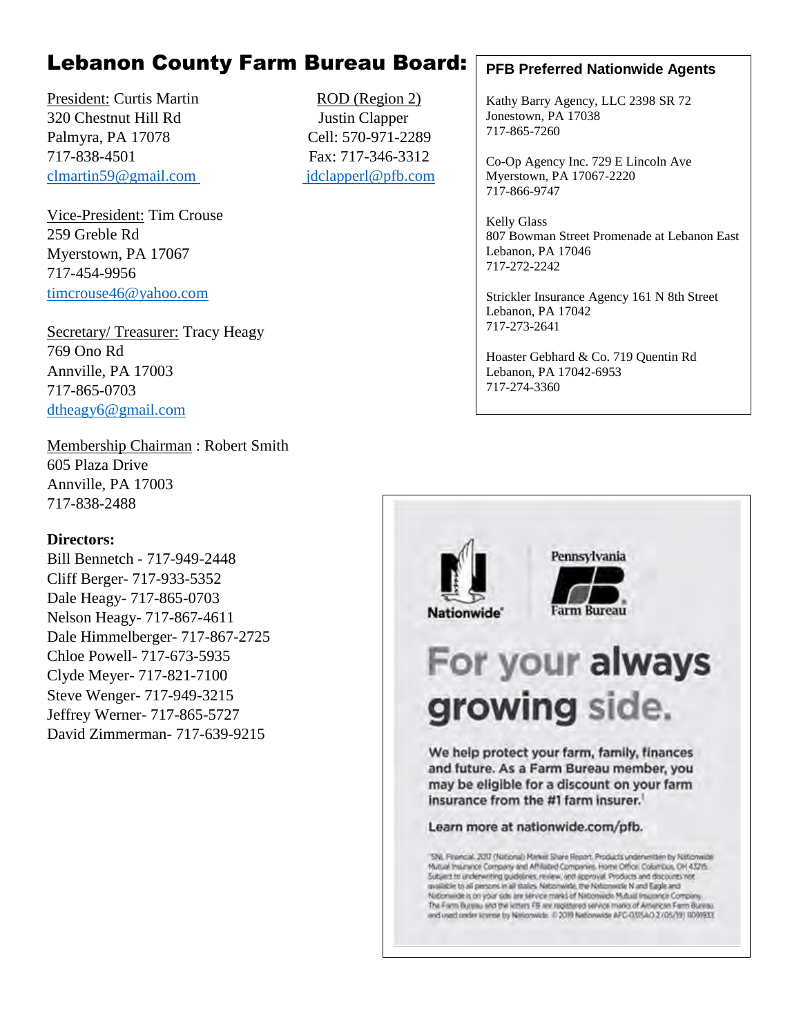# Lebanon County Farm Bureau Board:

President: Curtis Martin
320 Chestnut Hill Rd
Palmyra, PA 17078
717-838-4501
clmartin59@gmail.com

ROD (Region 2)
Justin Clapper
Cell: 570-971-2289
Fax: 717-346-3312
jdclapperl@pfb.com

Vice-President: Tim Crouse
259 Greble Rd
Myerstown, PA 17067
717-454-9956
timcrouse46@yahoo.com

Secretary/ Treasurer: Tracy Heagy
769 Ono Rd
Annville, PA 17003
717-865-0703
dtheagy6@gmail.com

Membership Chairman : Robert Smith
605 Plaza Drive
Annville, PA 17003
717-838-2488

**Directors:**
Bill Bennetch - 717-949-2448
Cliff Berger- 717-933-5352
Dale Heagy- 717-865-0703
Nelson Heagy- 717-867-4611
Dale Himmelberger- 717-867-2725
Chloe Powell- 717-673-5935
Clyde Meyer- 717-821-7100
Steve Wenger- 717-949-3215
Jeffrey Werner- 717-865-5727
David Zimmerman- 717-639-9215

## PFB Preferred Nationwide Agents

Kathy Barry Agency, LLC 2398 SR 72
Jonestown, PA 17038
717-865-7260

Co-Op Agency Inc. 729 E Lincoln Ave
Myerstown, PA 17067-2220
717-866-9747

Kelly Glass
807 Bowman Street Promenade at Lebanon East
Lebanon, PA 17046
717-272-2242

Strickler Insurance Agency 161 N 8th Street
Lebanon, PA 17042
717-273-2641

Hoaster Gebhard & Co. 719 Quentin Rd
Lebanon, PA 17042-6953
717-274-3360

Nationwide® | Pennsylvania Farm Bureau

**For your always growing side.**

We help protect your farm, family, finances and future. As a Farm Bureau member, you may be eligible for a discount on your farm insurance from the #1 farm insurer.[1]

Learn more at nationwide.com/pfb.

[1]SNL Financial. 2017 (National) Market Share Report. Products underwritten by Nationwide Mutual Insurance Company and Affiliated Companies. Home Office: Columbus, OH 43215. Subject to underwriting guidelines, review, and approval. Products and discounts not available to all persons in all states. Nationwide, the Nationwide N and Eagle and Nationwide is on your side are service marks of Nationwide Mutual Insurance Company. The Farm Bureau and the letters FB are registered service marks of American Farm Bureau and used under license by Nationwide. © 2019 Nationwide AFC-0335AO.2 (05/19) 11009833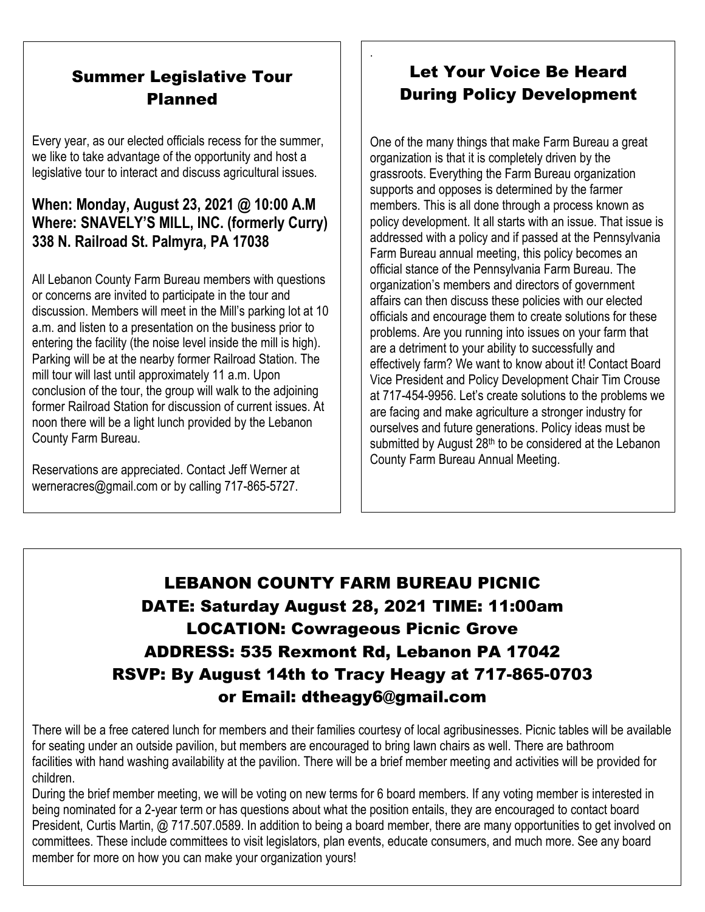## Summer Legislative Tour Planned

Every year, as our elected officials recess for the summer, we like to take advantage of the opportunity and host a legislative tour to interact and discuss agricultural issues.

**When: Monday, August 23, 2021 @ 10:00 A.M**
**Where: SNAVELY'S MILL, INC. (formerly Curry) 338 N. Railroad St. Palmyra, PA 17038**

All Lebanon County Farm Bureau members with questions or concerns are invited to participate in the tour and discussion. Members will meet in the Mill's parking lot at 10 a.m. and listen to a presentation on the business prior to entering the facility (the noise level inside the mill is high). Parking will be at the nearby former Railroad Station. The mill tour will last until approximately 11 a.m. Upon conclusion of the tour, the group will walk to the adjoining former Railroad Station for discussion of current issues. At noon there will be a light lunch provided by the Lebanon County Farm Bureau.

Reservations are appreciated. Contact Jeff Werner at werneracres@gmail.com or by calling 717-865-5727.

## Let Your Voice Be Heard During Policy Development

One of the many things that make Farm Bureau a great organization is that it is completely driven by the grassroots. Everything the Farm Bureau organization supports and opposes is determined by the farmer members. This is all done through a process known as policy development. It all starts with an issue. That issue is addressed with a policy and if passed at the Pennsylvania Farm Bureau annual meeting, this policy becomes an official stance of the Pennsylvania Farm Bureau. The organization's members and directors of government affairs can then discuss these policies with our elected officials and encourage them to create solutions for these problems. Are you running into issues on your farm that are a detriment to your ability to successfully and effectively farm? We want to know about it! Contact Board Vice President and Policy Development Chair Tim Crouse at 717-454-9956. Let's create solutions to the problems we are facing and make agriculture a stronger industry for ourselves and future generations. Policy ideas must be submitted by August 28th to be considered at the Lebanon County Farm Bureau Annual Meeting.

## LEBANON COUNTY FARM BUREAU PICNIC

**DATE: Saturday August 28, 2021 TIME: 11:00am**
**LOCATION: Cowrageous Picnic Grove**
**ADDRESS: 535 Rexmont Rd, Lebanon PA 17042**
**RSVP: By August 14th to Tracy Heagy at 717-865-0703 or Email: dtheagy6@gmail.com**

There will be a free catered lunch for members and their families courtesy of local agribusinesses. Picnic tables will be available for seating under an outside pavilion, but members are encouraged to bring lawn chairs as well. There are bathroom facilities with hand washing availability at the pavilion. There will be a brief member meeting and activities will be provided for children.

During the brief member meeting, we will be voting on new terms for 6 board members. If any voting member is interested in being nominated for a 2-year term or has questions about what the position entails, they are encouraged to contact board President, Curtis Martin, @ 717.507.0589. In addition to being a board member, there are many opportunities to get involved on committees. These include committees to visit legislators, plan events, educate consumers, and much more. See any board member for more on how you can make your organization yours!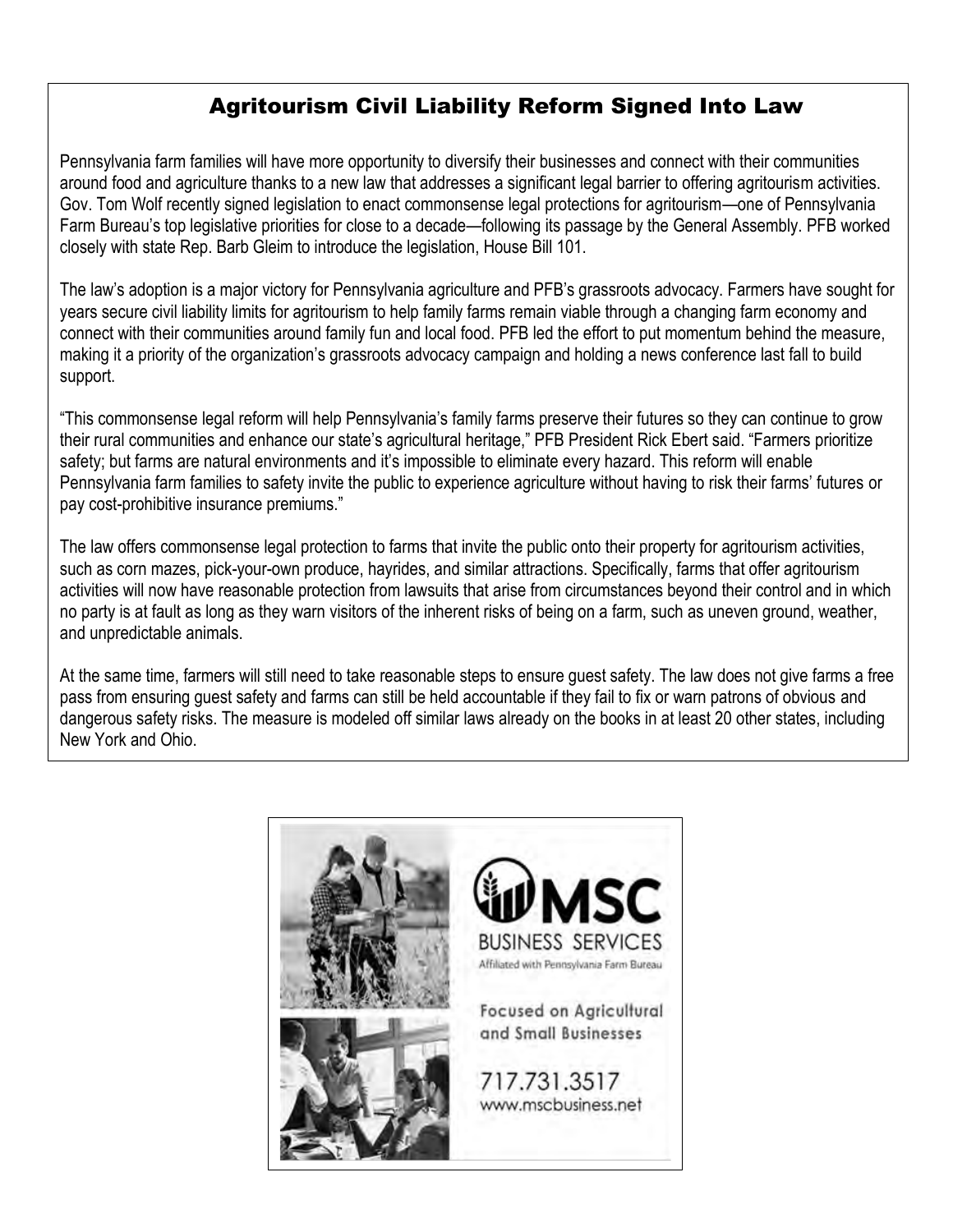## Agritourism Civil Liability Reform Signed Into Law

Pennsylvania farm families will have more opportunity to diversify their businesses and connect with their communities around food and agriculture thanks to a new law that addresses a significant legal barrier to offering agritourism activities. Gov. Tom Wolf recently signed legislation to enact commonsense legal protections for agritourism—one of Pennsylvania Farm Bureau's top legislative priorities for close to a decade—following its passage by the General Assembly. PFB worked closely with state Rep. Barb Gleim to introduce the legislation, House Bill 101.

The law's adoption is a major victory for Pennsylvania agriculture and PFB's grassroots advocacy. Farmers have sought for years secure civil liability limits for agritourism to help family farms remain viable through a changing farm economy and connect with their communities around family fun and local food. PFB led the effort to put momentum behind the measure, making it a priority of the organization's grassroots advocacy campaign and holding a news conference last fall to build support.

"This commonsense legal reform will help Pennsylvania's family farms preserve their futures so they can continue to grow their rural communities and enhance our state's agricultural heritage," PFB President Rick Ebert said. "Farmers prioritize safety; but farms are natural environments and it's impossible to eliminate every hazard. This reform will enable Pennsylvania farm families to safety invite the public to experience agriculture without having to risk their farms' futures or pay cost-prohibitive insurance premiums."

The law offers commonsense legal protection to farms that invite the public onto their property for agritourism activities, such as corn mazes, pick-your-own produce, hayrides, and similar attractions. Specifically, farms that offer agritourism activities will now have reasonable protection from lawsuits that arise from circumstances beyond their control and in which no party is at fault as long as they warn visitors of the inherent risks of being on a farm, such as uneven ground, weather, and unpredictable animals.

At the same time, farmers will still need to take reasonable steps to ensure guest safety. The law does not give farms a free pass from ensuring guest safety and farms can still be held accountable if they fail to fix or warn patrons of obvious and dangerous safety risks. The measure is modeled off similar laws already on the books in at least 20 other states, including New York and Ohio.

MSC BUSINESS SERVICES

Affiliated with Pennsylvania Farm Bureau

Focused on Agricultural and Small Businesses

717.731.3517

www.mscbusiness.net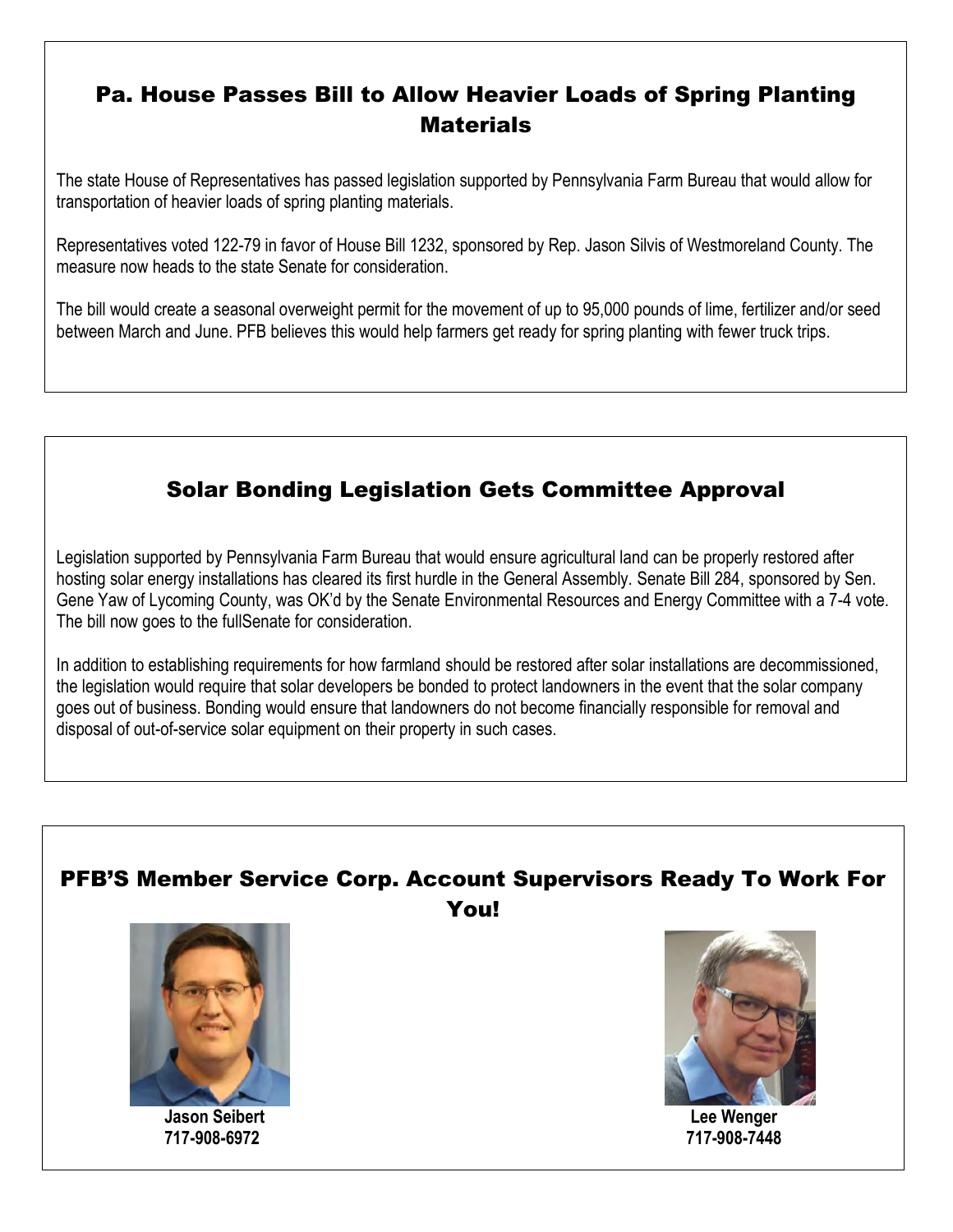## Pa. House Passes Bill to Allow Heavier Loads of Spring Planting Materials

The state House of Representatives has passed legislation supported by Pennsylvania Farm Bureau that would allow for transportation of heavier loads of spring planting materials.

Representatives voted 122-79 in favor of House Bill 1232, sponsored by Rep. Jason Silvis of Westmoreland County. The measure now heads to the state Senate for consideration.

The bill would create a seasonal overweight permit for the movement of up to 95,000 pounds of lime, fertilizer and/or seed between March and June. PFB believes this would help farmers get ready for spring planting with fewer truck trips.

## Solar Bonding Legislation Gets Committee Approval

Legislation supported by Pennsylvania Farm Bureau that would ensure agricultural land can be properly restored after hosting solar energy installations has cleared its first hurdle in the General Assembly. Senate Bill 284, sponsored by Sen. Gene Yaw of Lycoming County, was OK'd by the Senate Environmental Resources and Energy Committee with a 7-4 vote. The bill now goes to the fullSenate for consideration.

In addition to establishing requirements for how farmland should be restored after solar installations are decommissioned, the legislation would require that solar developers be bonded to protect landowners in the event that the solar company goes out of business. Bonding would ensure that landowners do not become financially responsible for removal and disposal of out-of-service solar equipment on their property in such cases.

## PFB'S Member Service Corp. Account Supervisors Ready To Work For You!

**Jason Seibert**
**717-908-6972**

**Lee Wenger**
**717-908-7448**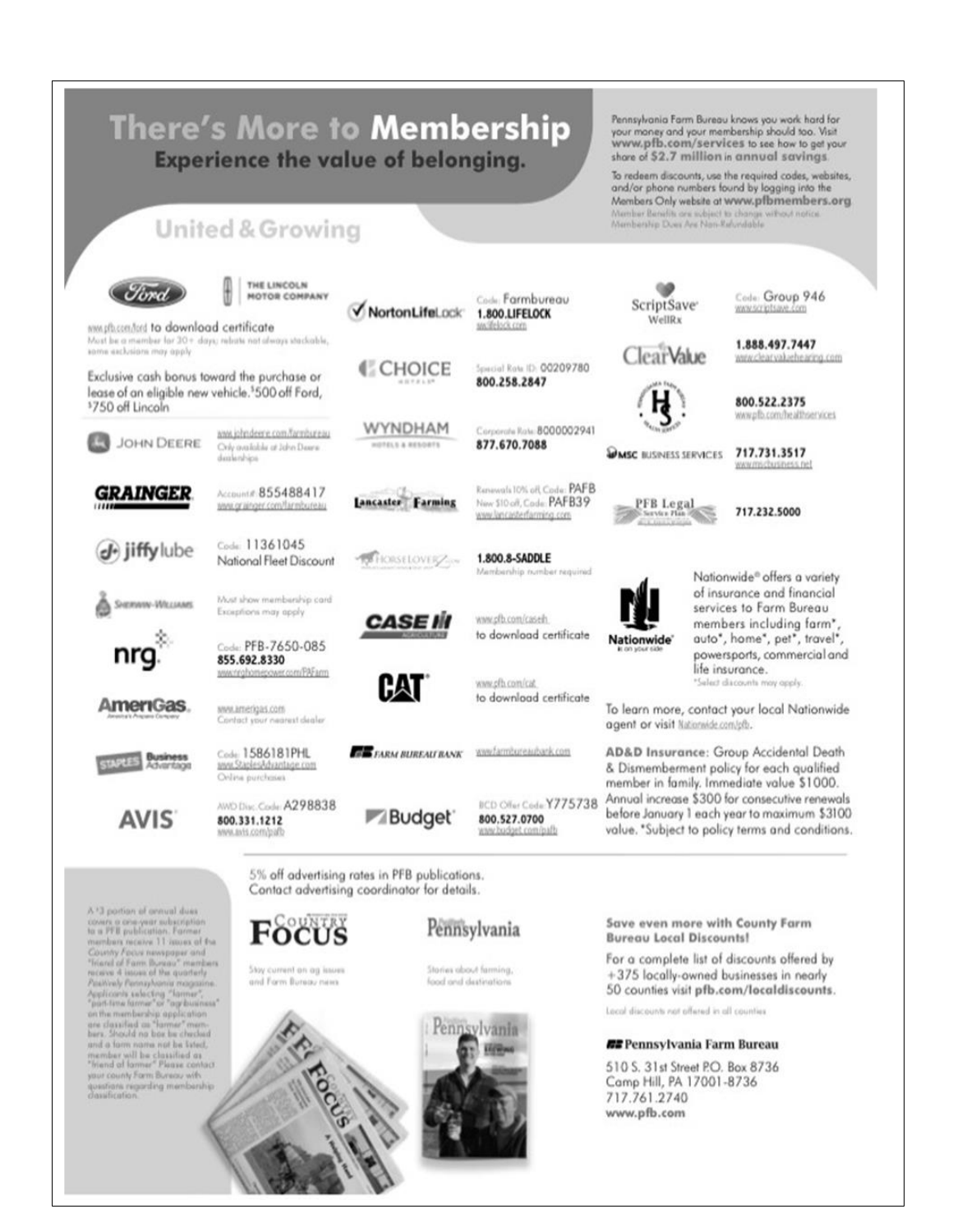# There's More to Membership

## Experience the value of belonging.

United & Growing

Pennsylvania Farm Bureau knows you work hard for your money and your membership should too. Visit **www.pfb.com/services** to see how to get your share of **$2.7 million in annual savings**.

To redeem discounts, use the required codes, websites, and/or phone numbers found by logging into the Members Only website at **www.pfbmembers.org**.

Member Benefits are subject to change without notice. Membership Dues Are Non-Refundable

**Ford / The Lincoln Motor Company**
www.pfb.com/ford to download certificate
Must be a member for 30+ days; rebate not always stackable, some exclusions may apply
Exclusive cash bonus toward the purchase or lease of an eligible new vehicle. $500 off Ford, $750 off Lincoln

**John Deere** — www.johndeere.com/farmbureau
Only available at John Deere dealerships

**Grainger** — Account# 855488417
www.grainger.com/farmbureau

**Jiffy Lube** — Code: 11361045
National Fleet Discount

**Sherwin-Williams** — Must show membership card
Exceptions may apply

**nrg** — Code: PFB-7650-085
855.692.8330
www.nrghomepower.com/PAFarm

**AmeriGas** — www.amerigas.com
Contact your nearest dealer

**Staples Business Advantage** — Code: 1586181PHL
www.StaplesAdvantage.com
Online purchases

**Avis** — AWD Disc. Code: A298838
800.331.1212
www.avis.com/pafb

**NortonLifeLock** — Code: Farmbureau
1.800.LIFELOCK
www.lifelock.com

**Choice Hotels** — Special Rate ID: 00209780
800.258.2847

**Wyndham Hotels & Resorts** — Corporate Rate: 8000002941
877.670.7088

**Lancaster Farming** — Renewals 10% off, Code: PAFB
New $10 off, Code: PAFB39
www.lancasterfarming.com

**HorseLoverZ** — 1.800.8-SADDLE
Membership number required

**Case IH Agriculture** — www.pfb.com/caseih
to download certificate

**CAT** — www.pfb.com/cat
to download certificate

**Farm Bureau Bank** — www.farmbureaubank.com

**Budget** — BCD Offer Code: Y775738
800.527.0700
www.budget.com/pafb

**ScriptSave WellRx** — Code: Group 946
www.scriptsave.com

**ClearValue** — 1.888.497.7447
www.clearvaluehearing.com

**Health Services** — 800.522.2375
www.pfb.com/healthservices

**MSC Business Services** — 717.731.3517
www.mscbusiness.net

**PFB Legal Service Plan** — 717.232.5000

**Nationwide** — Nationwide® offers a variety of insurance and financial services to Farm Bureau members including farm*, auto*, home*, pet*, travel*, powersports, commercial and life insurance.
*Select discounts may apply.

To learn more, contact your local Nationwide agent or visit Nationwide.com/pfb.

**AD&D Insurance**: Group Accidental Death & Dismemberment policy for each qualified member in family. Immediate value $1000. Annual increase $300 for consecutive renewals before January 1 each year to maximum $3100 value. *Subject to policy terms and conditions.

5% off advertising rates in PFB publications. Contact advertising coordinator for details.

A $3 portion of annual dues covers a one-year subscription to a PFB publication. Farmer members receive 11 issues of the *Country Focus* newspaper and "friend of Farm Bureau" members receive 4 issues of the quarterly *Positively Pennsylvania* magazine. Applicants selecting "farmer", "part-time farmer" or "agribusiness" on the membership application are classified as "farmer" members. Should no box be checked and a farm name not be listed, member will be classified as "friend of farmer". Please contact your county Farm Bureau with questions regarding membership classification.

**Country Focus** — Stay current on ag issues and Farm Bureau news

**Positively Pennsylvania** — Stories about farming, food and destinations

**Save even more with County Farm Bureau Local Discounts!**

For a complete list of discounts offered by +375 locally-owned businesses in nearly 50 counties visit **pfb.com/localdiscounts**.

Local discounts not offered in all counties

**Pennsylvania Farm Bureau**
510 S. 31st Street P.O. Box 8736
Camp Hill, PA 17001-8736
717.761.2740
**www.pfb.com**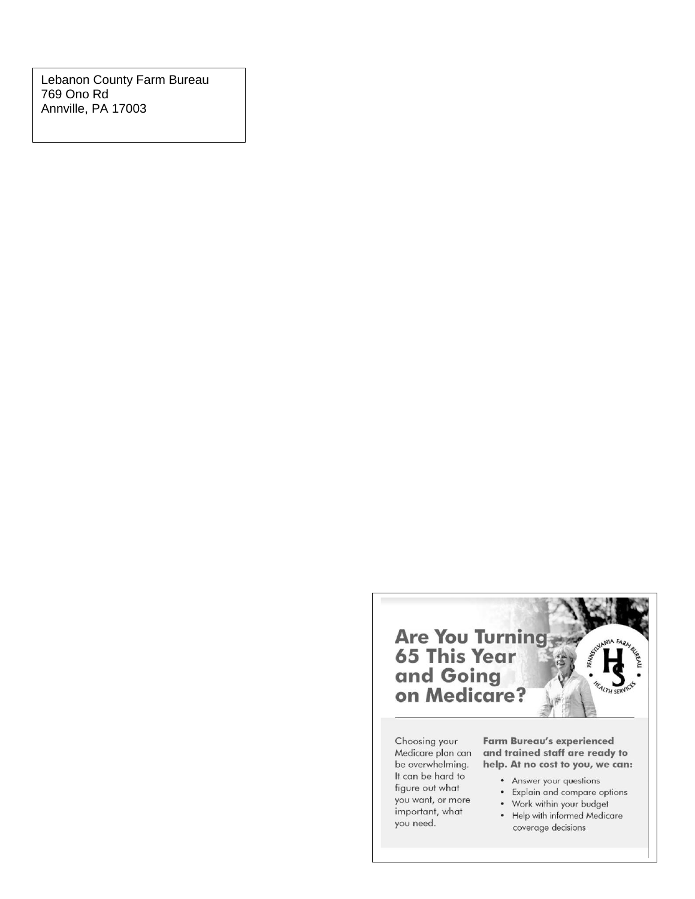Lebanon County Farm Bureau
769 Ono Rd
Annville, PA 17003

## Are You Turning 65 This Year and Going on Medicare?

PENNSYLVANIA FARM BUREAU HEALTH SERVICES

Choosing your Medicare plan can be overwhelming. It can be hard to figure out what you want, or more important, what you need.

**Farm Bureau's experienced and trained staff are ready to help. At no cost to you, we can:**

- Answer your questions
- Explain and compare options
- Work within your budget
- Help with informed Medicare coverage decisions